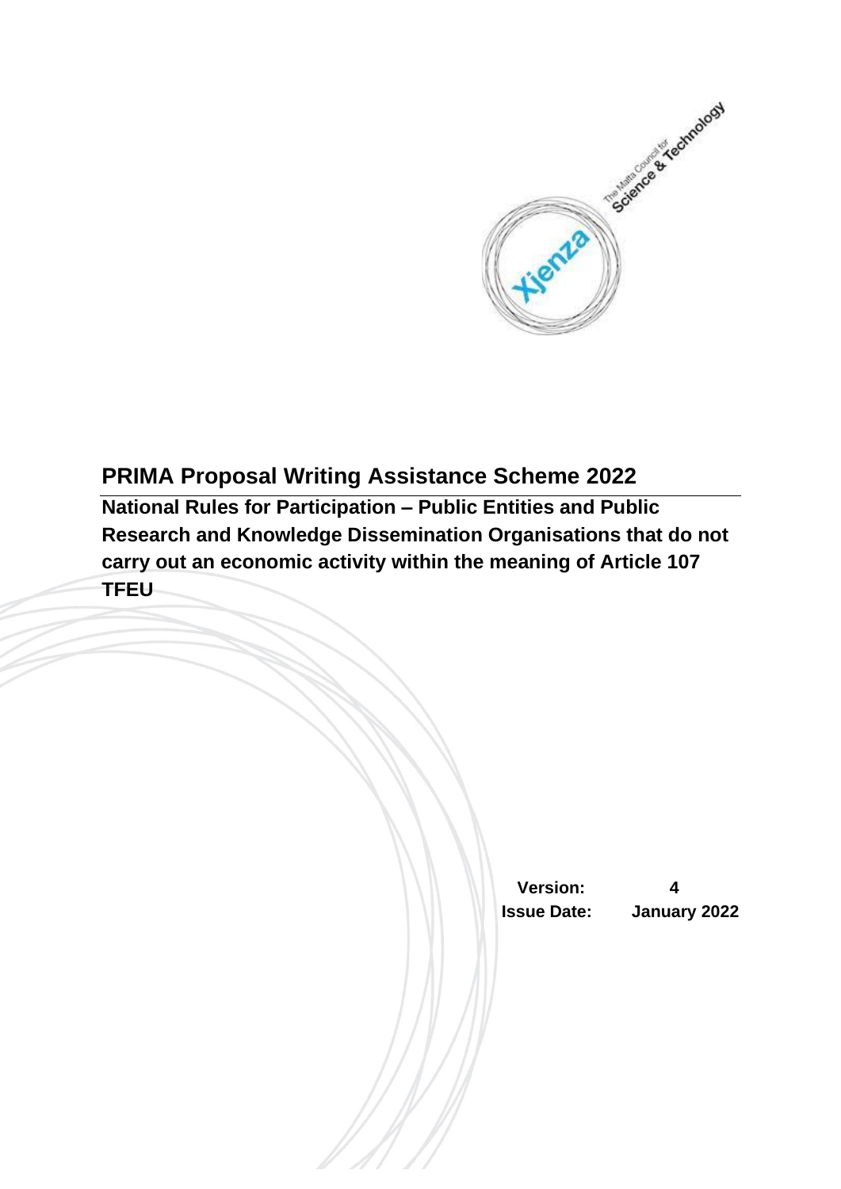# PRIMA Proposal Writing Assistance Scheme 2022

**National Rules for Participation – Public Entities and Public Research and Knowledge Dissemination Organisations that do not carry out an economic activity within the meaning of Article 107 TFEU**

| | |
|---|---|
| **Version:** | **4** |
| **Issue Date:** | **January 2022** |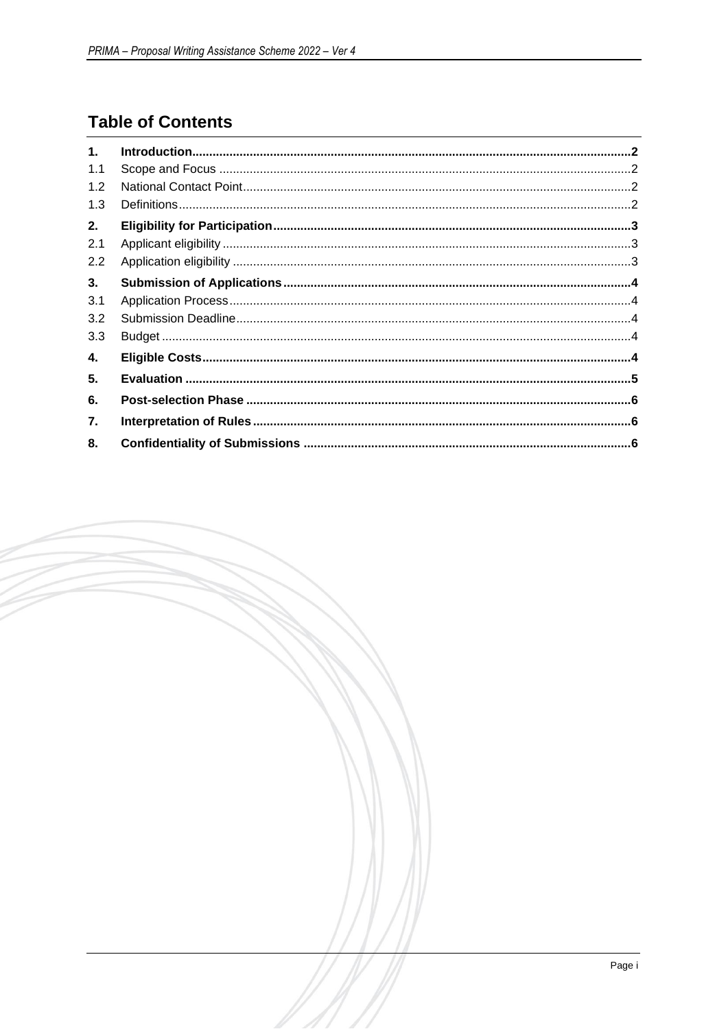## Table of Contents

| | | |
|---|---|---|
| **1.** | **Introduction** | **2** |
| 1.1 | Scope and Focus | 2 |
| 1.2 | National Contact Point | 2 |
| 1.3 | Definitions | 2 |
| **2.** | **Eligibility for Participation** | **3** |
| 2.1 | Applicant eligibility | 3 |
| 2.2 | Application eligibility | 3 |
| **3.** | **Submission of Applications** | **4** |
| 3.1 | Application Process | 4 |
| 3.2 | Submission Deadline | 4 |
| 3.3 | Budget | 4 |
| **4.** | **Eligible Costs** | **4** |
| **5.** | **Evaluation** | **5** |
| **6.** | **Post-selection Phase** | **6** |
| **7.** | **Interpretation of Rules** | **6** |
| **8.** | **Confidentiality of Submissions** | **6** |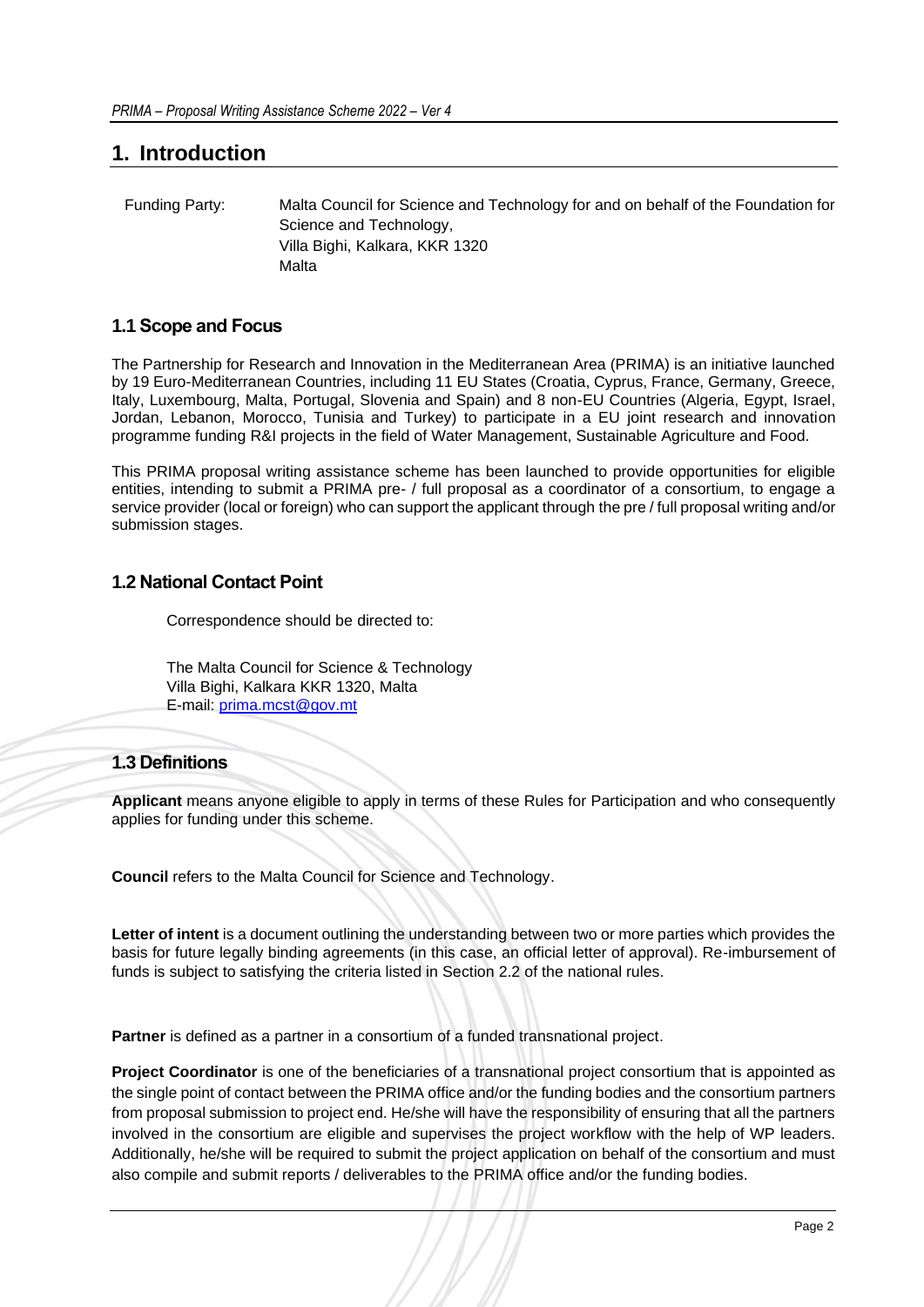# 1. Introduction

Funding Party: Malta Council for Science and Technology for and on behalf of the Foundation for Science and Technology,
Villa Bighi, Kalkara, KKR 1320
Malta

## 1.1 Scope and Focus

The Partnership for Research and Innovation in the Mediterranean Area (PRIMA) is an initiative launched by 19 Euro-Mediterranean Countries, including 11 EU States (Croatia, Cyprus, France, Germany, Greece, Italy, Luxembourg, Malta, Portugal, Slovenia and Spain) and 8 non-EU Countries (Algeria, Egypt, Israel, Jordan, Lebanon, Morocco, Tunisia and Turkey) to participate in a EU joint research and innovation programme funding R&I projects in the field of Water Management, Sustainable Agriculture and Food.

This PRIMA proposal writing assistance scheme has been launched to provide opportunities for eligible entities, intending to submit a PRIMA pre- / full proposal as a coordinator of a consortium, to engage a service provider (local or foreign) who can support the applicant through the pre / full proposal writing and/or submission stages.

## 1.2 National Contact Point

Correspondence should be directed to:

The Malta Council for Science & Technology
Villa Bighi, Kalkara KKR 1320, Malta
E-mail: prima.mcst@gov.mt

## 1.3 Definitions

**Applicant** means anyone eligible to apply in terms of these Rules for Participation and who consequently applies for funding under this scheme.

**Council** refers to the Malta Council for Science and Technology.

**Letter of intent** is a document outlining the understanding between two or more parties which provides the basis for future legally binding agreements (in this case, an official letter of approval). Re-imbursement of funds is subject to satisfying the criteria listed in Section 2.2 of the national rules.

**Partner** is defined as a partner in a consortium of a funded transnational project.

**Project Coordinator** is one of the beneficiaries of a transnational project consortium that is appointed as the single point of contact between the PRIMA office and/or the funding bodies and the consortium partners from proposal submission to project end. He/she will have the responsibility of ensuring that all the partners involved in the consortium are eligible and supervises the project workflow with the help of WP leaders. Additionally, he/she will be required to submit the project application on behalf of the consortium and must also compile and submit reports / deliverables to the PRIMA office and/or the funding bodies.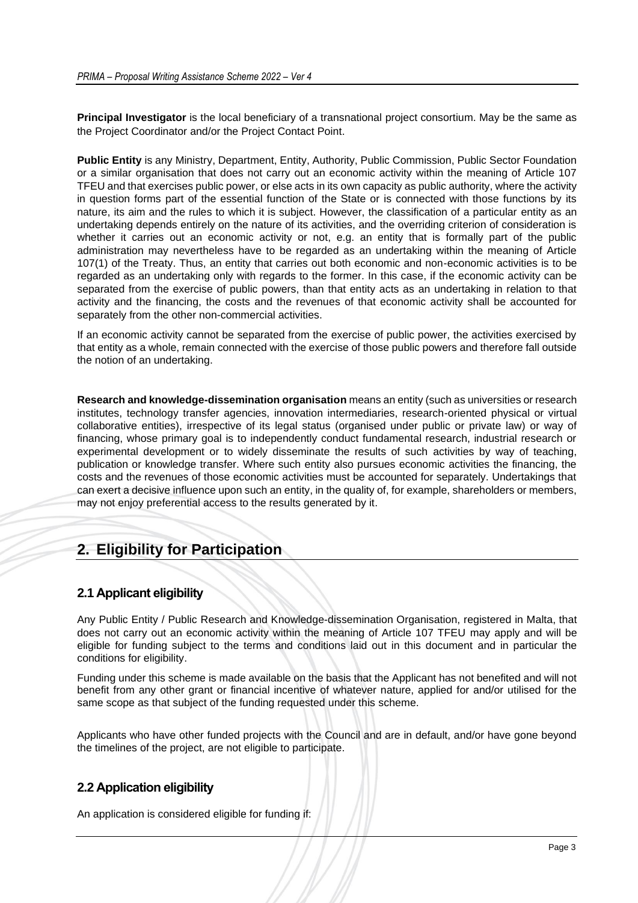**Principal Investigator** is the local beneficiary of a transnational project consortium. May be the same as the Project Coordinator and/or the Project Contact Point.

**Public Entity** is any Ministry, Department, Entity, Authority, Public Commission, Public Sector Foundation or a similar organisation that does not carry out an economic activity within the meaning of Article 107 TFEU and that exercises public power, or else acts in its own capacity as public authority, where the activity in question forms part of the essential function of the State or is connected with those functions by its nature, its aim and the rules to which it is subject. However, the classification of a particular entity as an undertaking depends entirely on the nature of its activities, and the overriding criterion of consideration is whether it carries out an economic activity or not, e.g. an entity that is formally part of the public administration may nevertheless have to be regarded as an undertaking within the meaning of Article 107(1) of the Treaty. Thus, an entity that carries out both economic and non-economic activities is to be regarded as an undertaking only with regards to the former. In this case, if the economic activity can be separated from the exercise of public powers, than that entity acts as an undertaking in relation to that activity and the financing, the costs and the revenues of that economic activity shall be accounted for separately from the other non-commercial activities.

If an economic activity cannot be separated from the exercise of public power, the activities exercised by that entity as a whole, remain connected with the exercise of those public powers and therefore fall outside the notion of an undertaking.

**Research and knowledge-dissemination organisation** means an entity (such as universities or research institutes, technology transfer agencies, innovation intermediaries, research-oriented physical or virtual collaborative entities), irrespective of its legal status (organised under public or private law) or way of financing, whose primary goal is to independently conduct fundamental research, industrial research or experimental development or to widely disseminate the results of such activities by way of teaching, publication or knowledge transfer. Where such entity also pursues economic activities the financing, the costs and the revenues of those economic activities must be accounted for separately. Undertakings that can exert a decisive influence upon such an entity, in the quality of, for example, shareholders or members, may not enjoy preferential access to the results generated by it.

## 2. Eligibility for Participation

### 2.1 Applicant eligibility

Any Public Entity / Public Research and Knowledge-dissemination Organisation, registered in Malta, that does not carry out an economic activity within the meaning of Article 107 TFEU may apply and will be eligible for funding subject to the terms and conditions laid out in this document and in particular the conditions for eligibility.

Funding under this scheme is made available on the basis that the Applicant has not benefited and will not benefit from any other grant or financial incentive of whatever nature, applied for and/or utilised for the same scope as that subject of the funding requested under this scheme.

Applicants who have other funded projects with the Council and are in default, and/or have gone beyond the timelines of the project, are not eligible to participate.

### 2.2 Application eligibility

An application is considered eligible for funding if: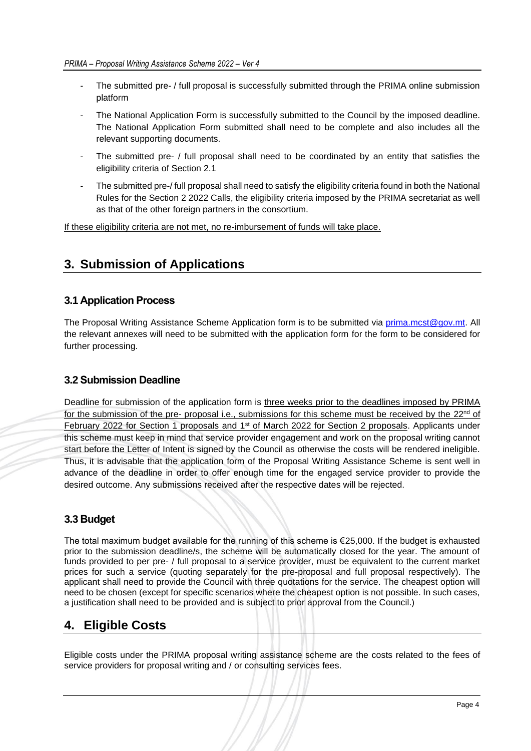- The submitted pre- / full proposal is successfully submitted through the PRIMA online submission platform
- The National Application Form is successfully submitted to the Council by the imposed deadline. The National Application Form submitted shall need to be complete and also includes all the relevant supporting documents.
- The submitted pre- / full proposal shall need to be coordinated by an entity that satisfies the eligibility criteria of Section 2.1
- The submitted pre-/ full proposal shall need to satisfy the eligibility criteria found in both the National Rules for the Section 2 2022 Calls, the eligibility criteria imposed by the PRIMA secretariat as well as that of the other foreign partners in the consortium.

If these eligibility criteria are not met, no re-imbursement of funds will take place.

# 3. Submission of Applications

## 3.1 Application Process

The Proposal Writing Assistance Scheme Application form is to be submitted via prima.mcst@gov.mt. All the relevant annexes will need to be submitted with the application form for the form to be considered for further processing.

## 3.2 Submission Deadline

Deadline for submission of the application form is three weeks prior to the deadlines imposed by PRIMA for the submission of the pre- proposal i.e., submissions for this scheme must be received by the 22nd of February 2022 for Section 1 proposals and 1st of March 2022 for Section 2 proposals. Applicants under this scheme must keep in mind that service provider engagement and work on the proposal writing cannot start before the Letter of Intent is signed by the Council as otherwise the costs will be rendered ineligible. Thus, it is advisable that the application form of the Proposal Writing Assistance Scheme is sent well in advance of the deadline in order to offer enough time for the engaged service provider to provide the desired outcome. Any submissions received after the respective dates will be rejected.

## 3.3 Budget

The total maximum budget available for the running of this scheme is €25,000. If the budget is exhausted prior to the submission deadline/s, the scheme will be automatically closed for the year. The amount of funds provided to per pre- / full proposal to a service provider, must be equivalent to the current market prices for such a service (quoting separately for the pre-proposal and full proposal respectively). The applicant shall need to provide the Council with three quotations for the service. The cheapest option will need to be chosen (except for specific scenarios where the cheapest option is not possible. In such cases, a justification shall need to be provided and is subject to prior approval from the Council.)

# 4. Eligible Costs

Eligible costs under the PRIMA proposal writing assistance scheme are the costs related to the fees of service providers for proposal writing and / or consulting services fees.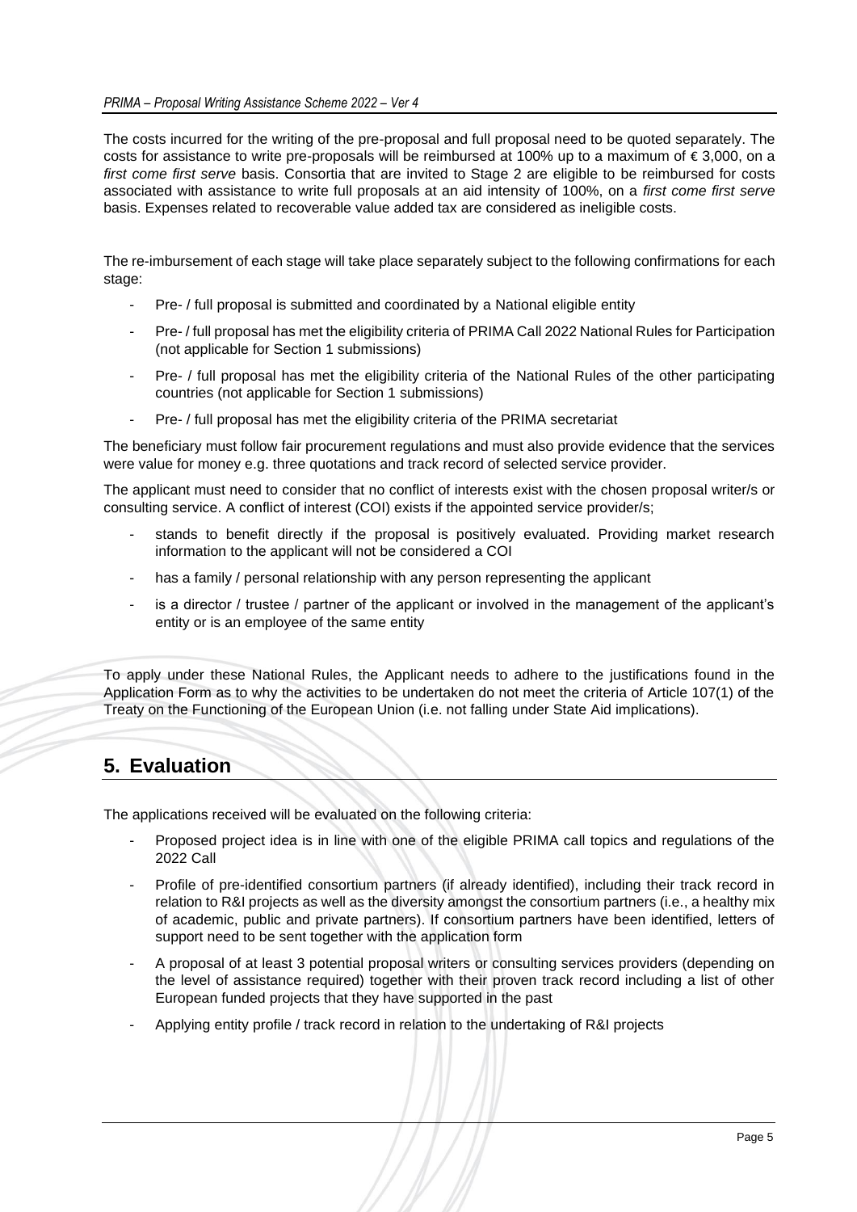The costs incurred for the writing of the pre-proposal and full proposal need to be quoted separately. The costs for assistance to write pre-proposals will be reimbursed at 100% up to a maximum of € 3,000, on a *first come first serve* basis. Consortia that are invited to Stage 2 are eligible to be reimbursed for costs associated with assistance to write full proposals at an aid intensity of 100%, on a *first come first serve* basis. Expenses related to recoverable value added tax are considered as ineligible costs.

The re-imbursement of each stage will take place separately subject to the following confirmations for each stage:

- Pre- / full proposal is submitted and coordinated by a National eligible entity
- Pre- / full proposal has met the eligibility criteria of PRIMA Call 2022 National Rules for Participation (not applicable for Section 1 submissions)
- Pre- / full proposal has met the eligibility criteria of the National Rules of the other participating countries (not applicable for Section 1 submissions)
- Pre- / full proposal has met the eligibility criteria of the PRIMA secretariat

The beneficiary must follow fair procurement regulations and must also provide evidence that the services were value for money e.g. three quotations and track record of selected service provider.

The applicant must need to consider that no conflict of interests exist with the chosen proposal writer/s or consulting service. A conflict of interest (COI) exists if the appointed service provider/s;

- stands to benefit directly if the proposal is positively evaluated. Providing market research information to the applicant will not be considered a COI
- has a family / personal relationship with any person representing the applicant
- is a director / trustee / partner of the applicant or involved in the management of the applicant's entity or is an employee of the same entity

To apply under these National Rules, the Applicant needs to adhere to the justifications found in the Application Form as to why the activities to be undertaken do not meet the criteria of Article 107(1) of the Treaty on the Functioning of the European Union (i.e. not falling under State Aid implications).

# 5. Evaluation

The applications received will be evaluated on the following criteria:

- Proposed project idea is in line with one of the eligible PRIMA call topics and regulations of the 2022 Call
- Profile of pre-identified consortium partners (if already identified), including their track record in relation to R&I projects as well as the diversity amongst the consortium partners (i.e., a healthy mix of academic, public and private partners). If consortium partners have been identified, letters of support need to be sent together with the application form
- A proposal of at least 3 potential proposal writers or consulting services providers (depending on the level of assistance required) together with their proven track record including a list of other European funded projects that they have supported in the past
- Applying entity profile / track record in relation to the undertaking of R&I projects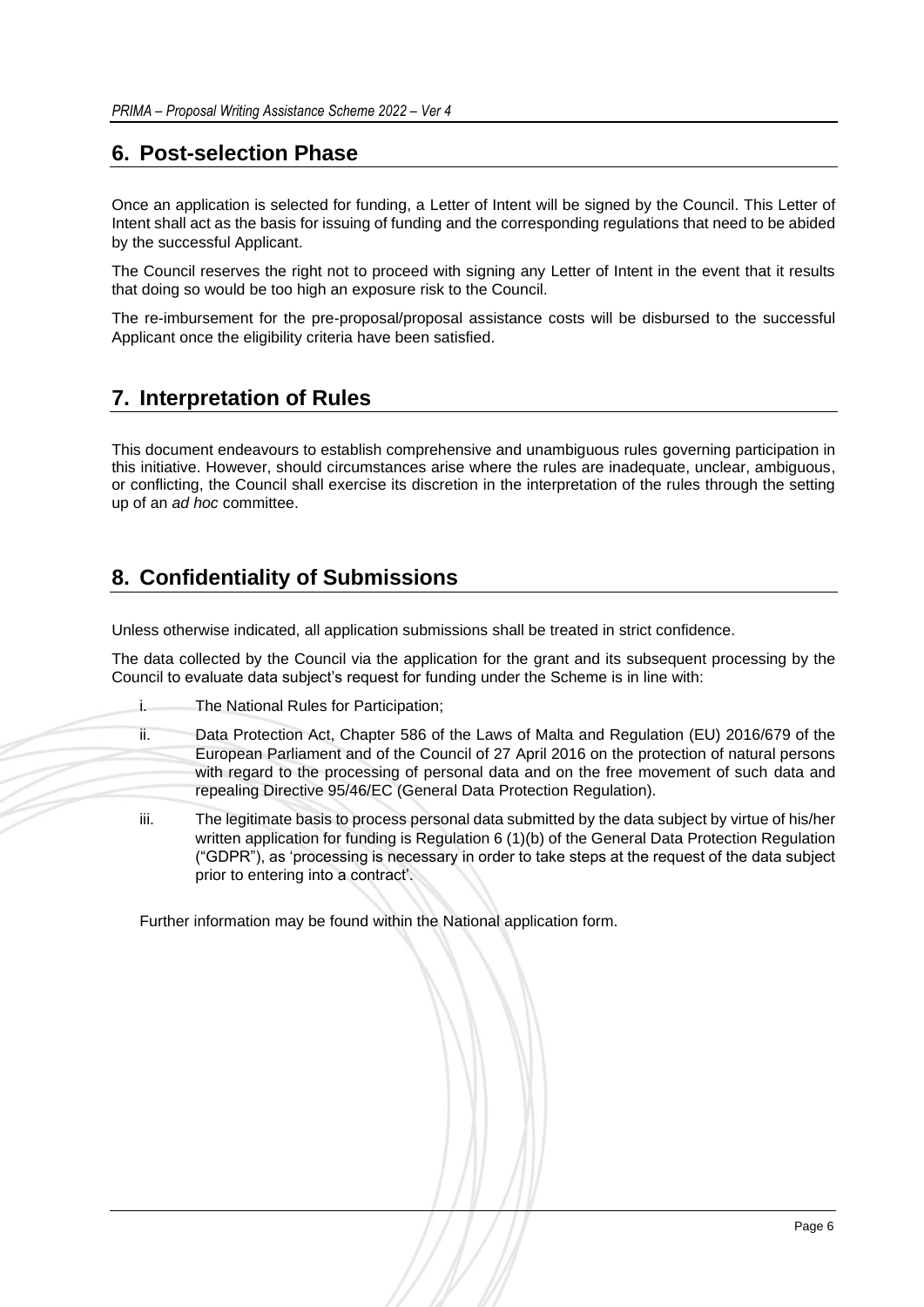## 6. Post-selection Phase

Once an application is selected for funding, a Letter of Intent will be signed by the Council. This Letter of Intent shall act as the basis for issuing of funding and the corresponding regulations that need to be abided by the successful Applicant.

The Council reserves the right not to proceed with signing any Letter of Intent in the event that it results that doing so would be too high an exposure risk to the Council.

The re-imbursement for the pre-proposal/proposal assistance costs will be disbursed to the successful Applicant once the eligibility criteria have been satisfied.

## 7. Interpretation of Rules

This document endeavours to establish comprehensive and unambiguous rules governing participation in this initiative. However, should circumstances arise where the rules are inadequate, unclear, ambiguous, or conflicting, the Council shall exercise its discretion in the interpretation of the rules through the setting up of an *ad hoc* committee.

## 8. Confidentiality of Submissions

Unless otherwise indicated, all application submissions shall be treated in strict confidence.

The data collected by the Council via the application for the grant and its subsequent processing by the Council to evaluate data subject's request for funding under the Scheme is in line with:

i. The National Rules for Participation;

ii. Data Protection Act, Chapter 586 of the Laws of Malta and Regulation (EU) 2016/679 of the European Parliament and of the Council of 27 April 2016 on the protection of natural persons with regard to the processing of personal data and on the free movement of such data and repealing Directive 95/46/EC (General Data Protection Regulation).

iii. The legitimate basis to process personal data submitted by the data subject by virtue of his/her written application for funding is Regulation 6 (1)(b) of the General Data Protection Regulation ("GDPR"), as 'processing is necessary in order to take steps at the request of the data subject prior to entering into a contract'.

Further information may be found within the National application form.